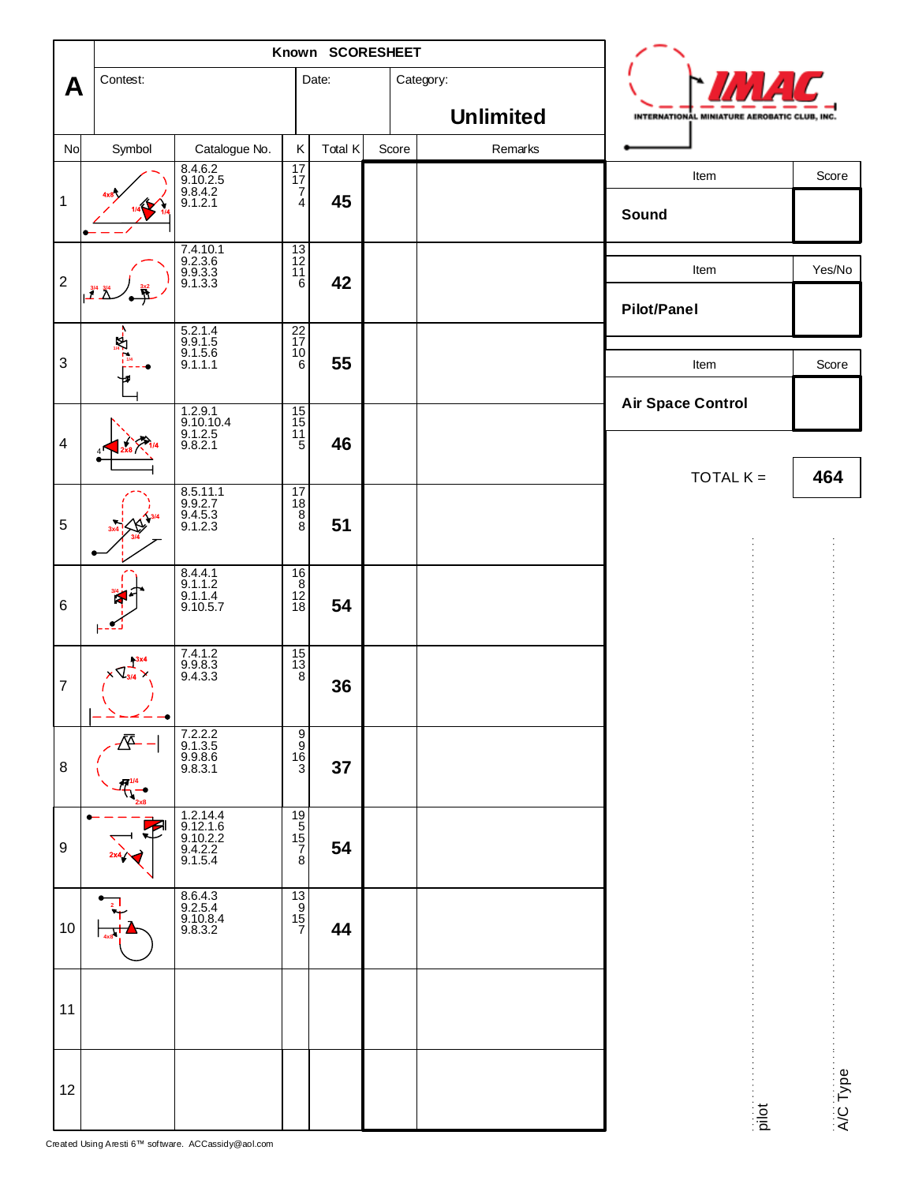# A

**Known SCORESHEET**

| Contest: | Date: | Category: |
|---|---|---|
| | | **Unlimited** |

| No | Symbol | Catalogue No. | K | Total K | Score | Remarks |
|---|---|---|---|---|---|---|
| 1 | | 8.4.6.2<br>9.10.2.5<br>9.8.4.2<br>9.1.2.1 | 17<br>17<br>7<br>4 | **45** | | |
| 2 | | 7.4.10.1<br>9.2.3.6<br>9.9.3.3<br>9.1.3.3 | 13<br>12<br>11<br>6 | **42** | | |
| 3 | | 5.2.1.4<br>9.9.1.5<br>9.1.5.6<br>9.1.1.1 | 22<br>17<br>10<br>6 | **55** | | |
| 4 | | 1.2.9.1<br>9.10.10.4<br>9.1.2.5<br>9.8.2.1 | 15<br>15<br>11<br>5 | **46** | | |
| 5 | | 8.5.11.1<br>9.9.2.7<br>9.4.5.3<br>9.1.2.3 | 17<br>18<br>8<br>8 | **51** | | |
| 6 | | 8.4.4.1<br>9.1.1.2<br>9.1.1.4<br>9.10.5.7 | 16<br>8<br>12<br>18 | **54** | | |
| 7 | | 7.4.1.2<br>9.9.8.3<br>9.4.3.3 | 15<br>13<br>8 | **36** | | |
| 8 | | 7.2.2.2<br>9.1.3.5<br>9.9.8.6<br>9.8.3.1 | 9<br>9<br>16<br>3 | **37** | | |
| 9 | | 1.2.14.4<br>9.12.1.6<br>9.10.2.2<br>9.4.2.2<br>9.1.5.4 | 19<br>5<br>15<br>7<br>8 | **54** | | |
| 10 | | 8.6.4.3<br>9.2.5.4<br>9.10.8.4<br>9.8.3.2 | 13<br>9<br>15<br>7 | **44** | | |
| 11 | | | | | | |
| 12 | | | | | | |

INTERNATIONAL MINIATURE AEROBATIC CLUB, INC.

| Item | Score |
|---|---|
| **Sound** | |

| Item | Yes/No |
|---|---|
| **Pilot/Panel** | |

| Item | Score |
|---|---|
| **Air Space Control** | |

TOTAL K = **464**

pilot

A/C Type

Created Using Aresti 6™ software. ACCassidy@aol.com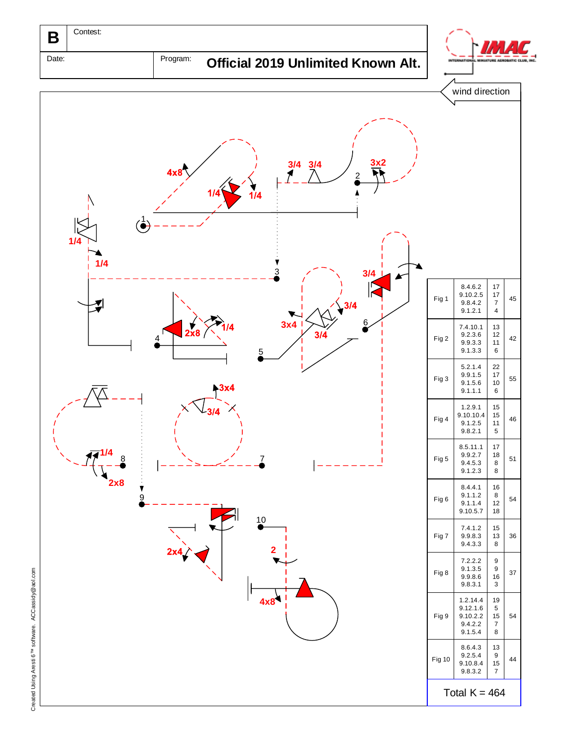| B | Contest: | |
|---|---|---|
| Date: | Program: | Official 2019 Unlimited Known Alt. |

wind direction

| Fig | Catalog | K | Total |
|---|---|---|---|
| Fig 1 | 8.4.6.2<br>9.10.2.5<br>9.8.4.2<br>9.1.2.1 | 17<br>17<br>7<br>4 | 45 |
| Fig 2 | 7.4.10.1<br>9.2.3.6<br>9.9.3.3<br>9.1.3.3 | 13<br>12<br>11<br>6 | 42 |
| Fig 3 | 5.2.1.4<br>9.9.1.5<br>9.1.5.6<br>9.1.1.1 | 22<br>17<br>10<br>6 | 55 |
| Fig 4 | 1.2.9.1<br>9.10.10.4<br>9.1.2.5<br>9.8.2.1 | 15<br>15<br>11<br>5 | 46 |
| Fig 5 | 8.5.11.1<br>9.9.2.7<br>9.4.5.3<br>9.1.2.3 | 17<br>18<br>8<br>8 | 51 |
| Fig 6 | 8.4.4.1<br>9.1.1.2<br>9.1.1.4<br>9.10.5.7 | 16<br>8<br>12<br>18 | 54 |
| Fig 7 | 7.4.1.2<br>9.9.8.3<br>9.4.3.3 | 15<br>13<br>8 | 36 |
| Fig 8 | 7.2.2.2<br>9.1.3.5<br>9.9.8.6<br>9.8.3.1 | 9<br>9<br>16<br>3 | 37 |
| Fig 9 | 1.2.14.4<br>9.12.1.6<br>9.10.2.2<br>9.4.2.2<br>9.1.5.4 | 19<br>5<br>15<br>7<br>8 | 54 |
| Fig 10 | 8.6.4.3<br>9.2.5.4<br>9.10.8.4<br>9.8.3.2 | 13<br>9<br>15<br>7 | 44 |

Total K = 464

Created Using Aresti 6™ software. ACCassidy@aol.com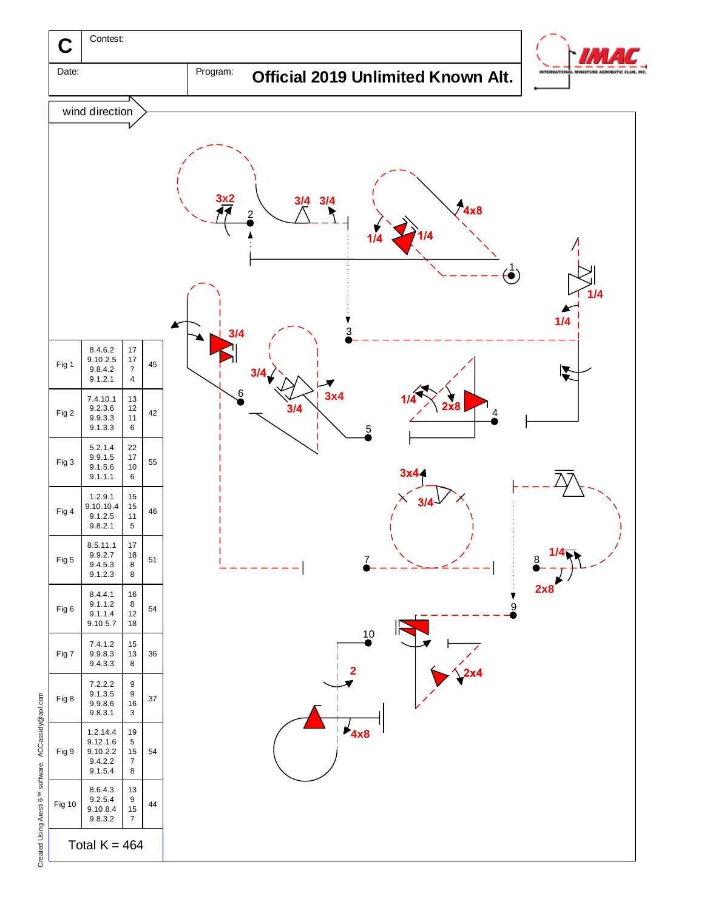| C | Contest: | |
|---|---|---|
| Date: | Program: | **Official 2019 Unlimited Known Alt.** |

IMAC
INTERNATIONAL MINIATURE AEROBATIC CLUB, INC.

wind direction

3x2
2
3/4 3/4
4x8
1/4
1/4
1
1/4
1/4
3
3/4
6
3/4
3/4
3x4
5
1/4
2x8
4
3x4
3/4
7
8
1/4
2x8
9
10
2
2x4
4x8

| | | | |
|---|---|---|---|
| Fig 1 | 8.4.6.2<br>9.10.2.5<br>9.8.4.2<br>9.1.2.1 | 17<br>17<br>7<br>4 | 45 |
| Fig 2 | 7.4.10.1<br>9.2.3.6<br>9.9.3.3<br>9.1.3.3 | 13<br>12<br>11<br>6 | 42 |
| Fig 3 | 5.2.1.4<br>9.9.1.5<br>9.1.5.6<br>9.1.1.1 | 22<br>17<br>10<br>6 | 55 |
| Fig 4 | 1.2.9.1<br>9.10.10.4<br>9.1.2.5<br>9.8.2.1 | 15<br>15<br>11<br>5 | 46 |
| Fig 5 | 8.5.11.1<br>9.9.2.7<br>9.4.5.3<br>9.1.2.3 | 17<br>18<br>8<br>8 | 51 |
| Fig 6 | 8.4.4.1<br>9.1.1.2<br>9.1.1.4<br>9.10.5.7 | 16<br>8<br>12<br>18 | 54 |
| Fig 7 | 7.4.1.2<br>9.9.8.3<br>9.4.3.3 | 15<br>13<br>8 | 36 |
| Fig 8 | 7.2.2.2<br>9.1.3.5<br>9.9.8.6<br>9.8.3.1 | 9<br>9<br>16<br>3 | 37 |
| Fig 9 | 1.2.14.4<br>9.12.1.6<br>9.10.2.2<br>9.4.2.2<br>9.1.5.4 | 19<br>5<br>15<br>7<br>8 | 54 |
| Fig 10 | 8.6.4.3<br>9.2.5.4<br>9.10.8.4<br>9.8.3.2 | 13<br>9<br>15<br>7 | 44 |

Total K = 464

Created Using Aresti 6™ software. ACCassidy@aol.com